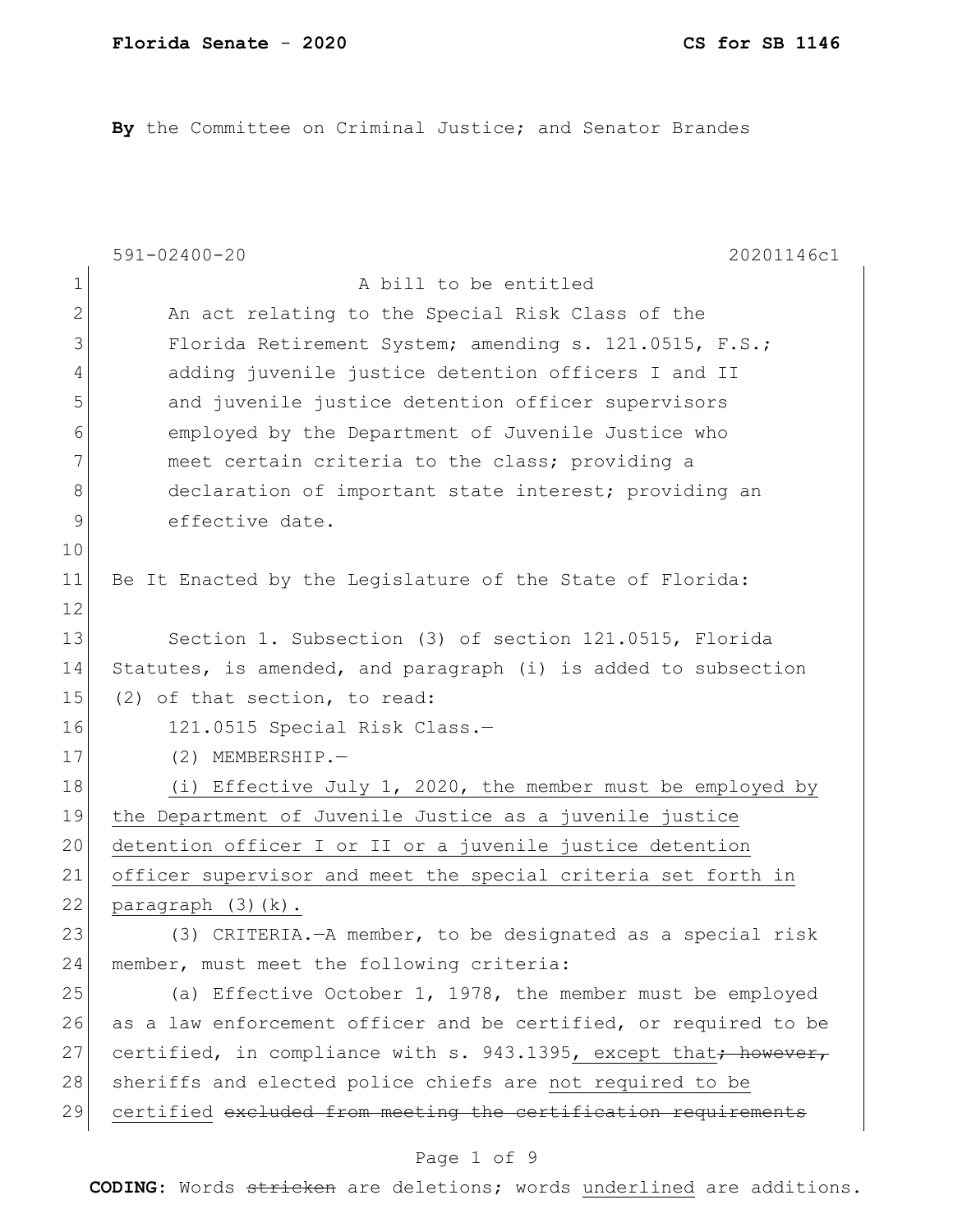**Florida Senate - 2020** **CS for SB 1146**

**By** the Committee on Criminal Justice; and Senator Brandes

591-02400-20 20201146c1

1 A bill to be entitled
2 An act relating to the Special Risk Class of the
3 Florida Retirement System; amending s. 121.0515, F.S.;
4 adding juvenile justice detention officers I and II
5 and juvenile justice detention officer supervisors
6 employed by the Department of Juvenile Justice who
7 meet certain criteria to the class; providing a
8 declaration of important state interest; providing an
9 effective date.
10
11 Be It Enacted by the Legislature of the State of Florida:
12
13 Section 1. Subsection (3) of section 121.0515, Florida
14 Statutes, is amended, and paragraph (i) is added to subsection
15 (2) of that section, to read:
16 121.0515 Special Risk Class.—
17 (2) MEMBERSHIP.—
18 <u>(i) Effective July 1, 2020, the member must be employed by</u>
19 <u>the Department of Juvenile Justice as a juvenile justice</u>
20 <u>detention officer I or II or a juvenile justice detention</u>
21 <u>officer supervisor and meet the special criteria set forth in</u>
22 <u>paragraph (3)(k).</u>
23 (3) CRITERIA.—A member, to be designated as a special risk
24 member, must meet the following criteria:
25 (a) Effective October 1, 1978, the member must be employed
26 as a law enforcement officer and be certified, or required to be
27 certified, in compliance with s. 943.1395<u>, except that</u>~~; however,~~
28 sheriffs and elected police chiefs are <u>not required to be</u>
29 <u>certified</u> ~~excluded from meeting the certification requirements~~

**CODING:** Words ~~stricken~~ are deletions; words <u>underlined</u> are additions.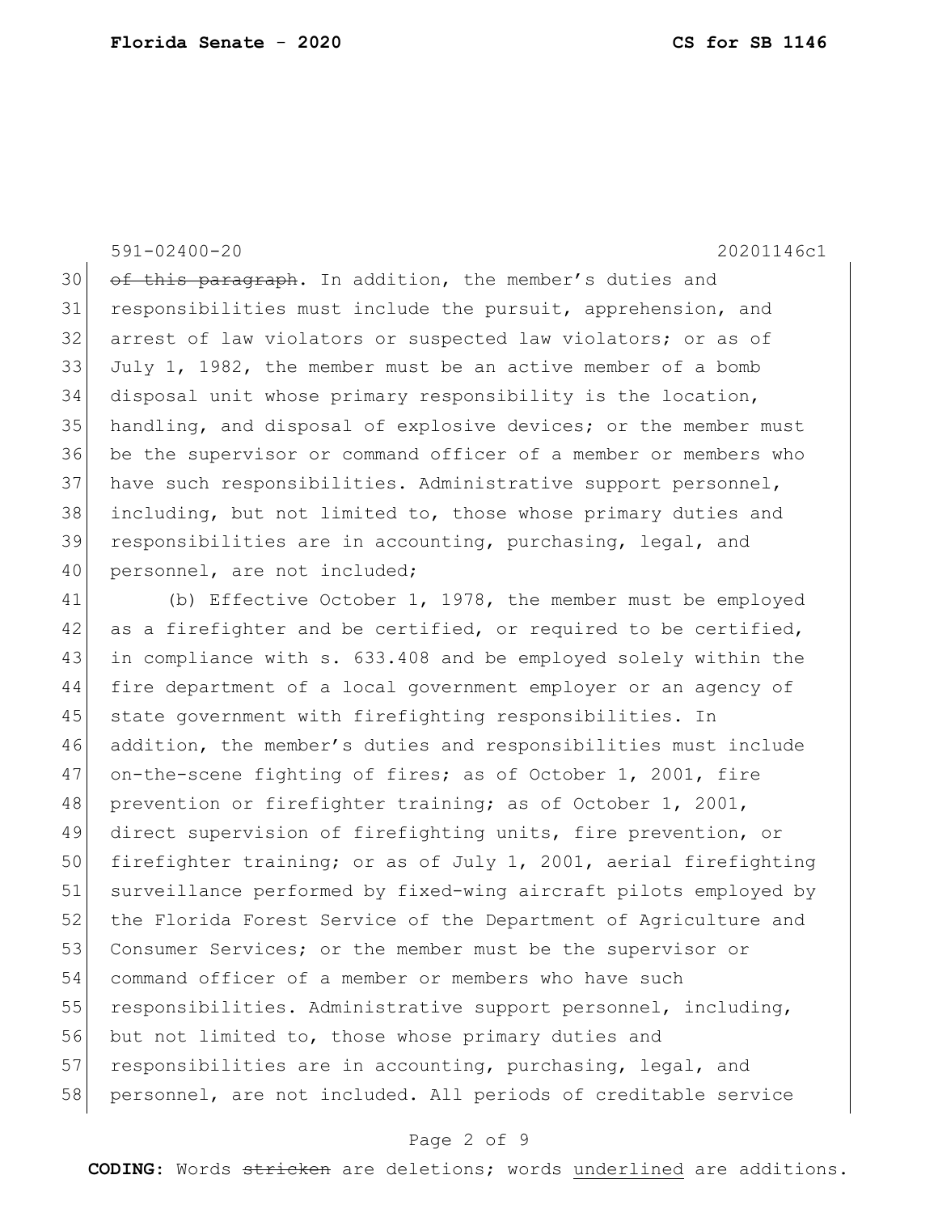591-02400-20 20201146c1

~~of this paragraph~~. In addition, the member's duties and responsibilities must include the pursuit, apprehension, and arrest of law violators or suspected law violators; or as of July 1, 1982, the member must be an active member of a bomb disposal unit whose primary responsibility is the location, handling, and disposal of explosive devices; or the member must be the supervisor or command officer of a member or members who have such responsibilities. Administrative support personnel, including, but not limited to, those whose primary duties and responsibilities are in accounting, purchasing, legal, and personnel, are not included;

(b) Effective October 1, 1978, the member must be employed as a firefighter and be certified, or required to be certified, in compliance with s. 633.408 and be employed solely within the fire department of a local government employer or an agency of state government with firefighting responsibilities. In addition, the member's duties and responsibilities must include on-the-scene fighting of fires; as of October 1, 2001, fire prevention or firefighter training; as of October 1, 2001, direct supervision of firefighting units, fire prevention, or firefighter training; or as of July 1, 2001, aerial firefighting surveillance performed by fixed-wing aircraft pilots employed by the Florida Forest Service of the Department of Agriculture and Consumer Services; or the member must be the supervisor or command officer of a member or members who have such responsibilities. Administrative support personnel, including, but not limited to, those whose primary duties and responsibilities are in accounting, purchasing, legal, and personnel, are not included. All periods of creditable service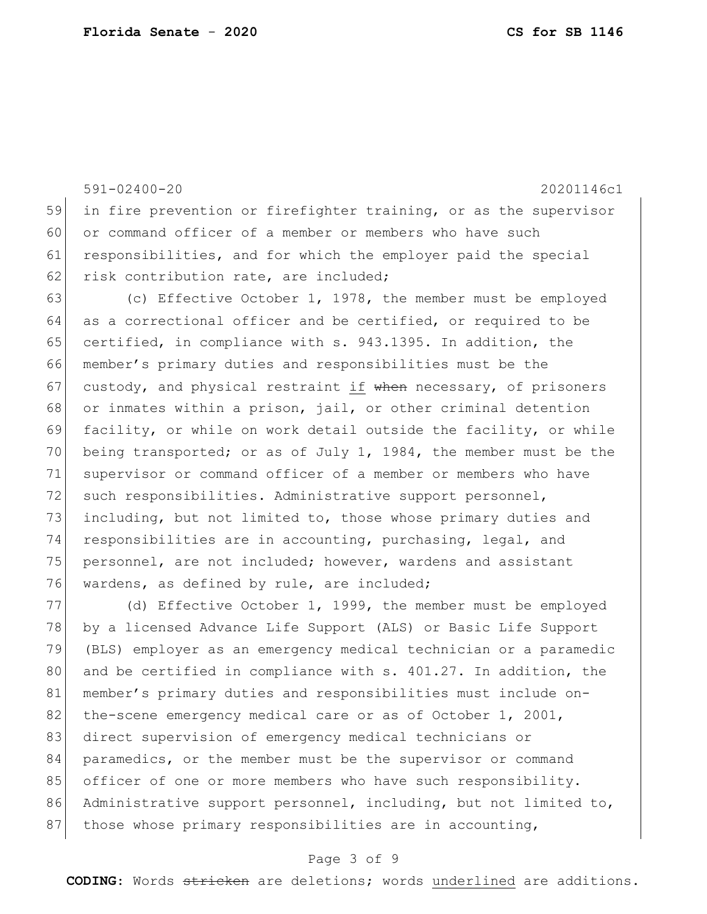in fire prevention or firefighter training, or as the supervisor or command officer of a member or members who have such responsibilities, and for which the employer paid the special risk contribution rate, are included;

(c) Effective October 1, 1978, the member must be employed as a correctional officer and be certified, or required to be certified, in compliance with s. 943.1395. In addition, the member's primary duties and responsibilities must be the custody, and physical restraint <u>if</u> ~~when~~ necessary, of prisoners or inmates within a prison, jail, or other criminal detention facility, or while on work detail outside the facility, or while being transported; or as of July 1, 1984, the member must be the supervisor or command officer of a member or members who have such responsibilities. Administrative support personnel, including, but not limited to, those whose primary duties and responsibilities are in accounting, purchasing, legal, and personnel, are not included; however, wardens and assistant wardens, as defined by rule, are included;

(d) Effective October 1, 1999, the member must be employed by a licensed Advance Life Support (ALS) or Basic Life Support (BLS) employer as an emergency medical technician or a paramedic and be certified in compliance with s. 401.27. In addition, the member's primary duties and responsibilities must include on-the-scene emergency medical care or as of October 1, 2001, direct supervision of emergency medical technicians or paramedics, or the member must be the supervisor or command officer of one or more members who have such responsibility. Administrative support personnel, including, but not limited to, those whose primary responsibilities are in accounting,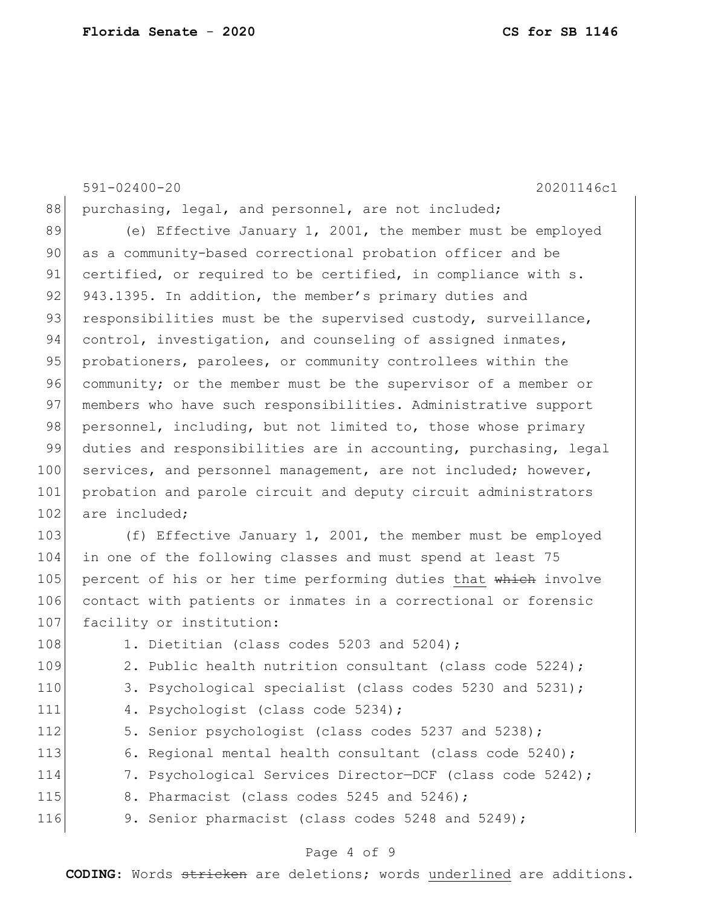purchasing, legal, and personnel, are not included;

(e) Effective January 1, 2001, the member must be employed as a community-based correctional probation officer and be certified, or required to be certified, in compliance with s. 943.1395. In addition, the member's primary duties and responsibilities must be the supervised custody, surveillance, control, investigation, and counseling of assigned inmates, probationers, parolees, or community controllees within the community; or the member must be the supervisor of a member or members who have such responsibilities. Administrative support personnel, including, but not limited to, those whose primary duties and responsibilities are in accounting, purchasing, legal services, and personnel management, are not included; however, probation and parole circuit and deputy circuit administrators are included;

(f) Effective January 1, 2001, the member must be employed in one of the following classes and must spend at least 75 percent of his or her time performing duties <u>that</u> ~~which~~ involve contact with patients or inmates in a correctional or forensic facility or institution:

1. Dietitian (class codes 5203 and 5204);
2. Public health nutrition consultant (class code 5224);
3. Psychological specialist (class codes 5230 and 5231);
4. Psychologist (class code 5234);
5. Senior psychologist (class codes 5237 and 5238);
6. Regional mental health consultant (class code 5240);
7. Psychological Services Director—DCF (class code 5242);
8. Pharmacist (class codes 5245 and 5246);
9. Senior pharmacist (class codes 5248 and 5249);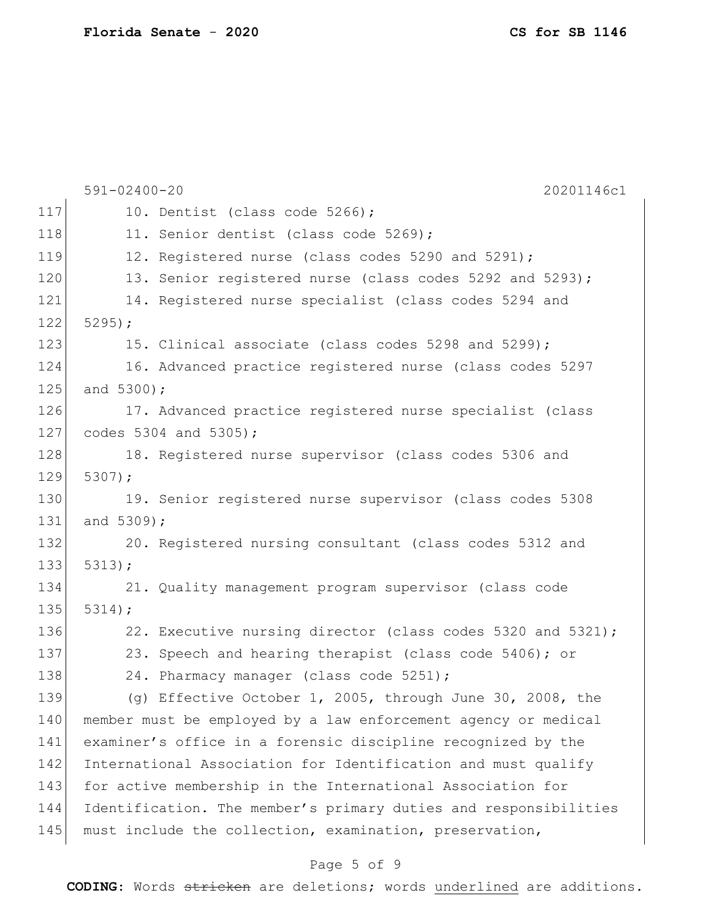591-02400-20 20201146c1

10. Dentist (class code 5266);

11. Senior dentist (class code 5269);

12. Registered nurse (class codes 5290 and 5291);

13. Senior registered nurse (class codes 5292 and 5293);

14. Registered nurse specialist (class codes 5294 and 5295);

15. Clinical associate (class codes 5298 and 5299);

16. Advanced practice registered nurse (class codes 5297 and 5300);

17. Advanced practice registered nurse specialist (class codes 5304 and 5305);

18. Registered nurse supervisor (class codes 5306 and 5307);

19. Senior registered nurse supervisor (class codes 5308 and 5309);

20. Registered nursing consultant (class codes 5312 and 5313);

21. Quality management program supervisor (class code 5314);

22. Executive nursing director (class codes 5320 and 5321);

23. Speech and hearing therapist (class code 5406); or

24. Pharmacy manager (class code 5251);

(g) Effective October 1, 2005, through June 30, 2008, the member must be employed by a law enforcement agency or medical examiner's office in a forensic discipline recognized by the International Association for Identification and must qualify for active membership in the International Association for Identification. The member's primary duties and responsibilities must include the collection, examination, preservation,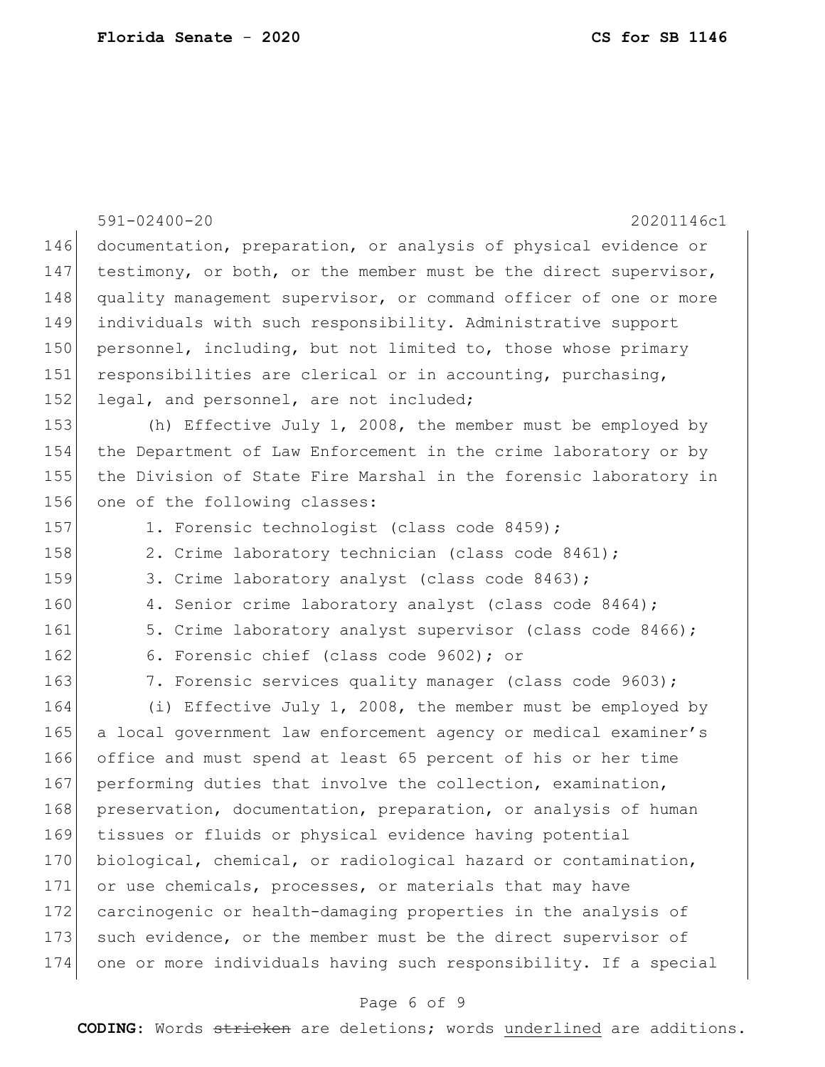591-02400-20 20201146c1

documentation, preparation, or analysis of physical evidence or testimony, or both, or the member must be the direct supervisor, quality management supervisor, or command officer of one or more individuals with such responsibility. Administrative support personnel, including, but not limited to, those whose primary responsibilities are clerical or in accounting, purchasing, legal, and personnel, are not included;

(h) Effective July 1, 2008, the member must be employed by the Department of Law Enforcement in the crime laboratory or by the Division of State Fire Marshal in the forensic laboratory in one of the following classes:

1. Forensic technologist (class code 8459);
2. Crime laboratory technician (class code 8461);
3. Crime laboratory analyst (class code 8463);
4. Senior crime laboratory analyst (class code 8464);
5. Crime laboratory analyst supervisor (class code 8466);
6. Forensic chief (class code 9602); or
7. Forensic services quality manager (class code 9603);

(i) Effective July 1, 2008, the member must be employed by a local government law enforcement agency or medical examiner's office and must spend at least 65 percent of his or her time performing duties that involve the collection, examination, preservation, documentation, preparation, or analysis of human tissues or fluids or physical evidence having potential biological, chemical, or radiological hazard or contamination, or use chemicals, processes, or materials that may have carcinogenic or health-damaging properties in the analysis of such evidence, or the member must be the direct supervisor of one or more individuals having such responsibility. If a special

**CODING:** Words ~~stricken~~ are deletions; words <u>underlined</u> are additions.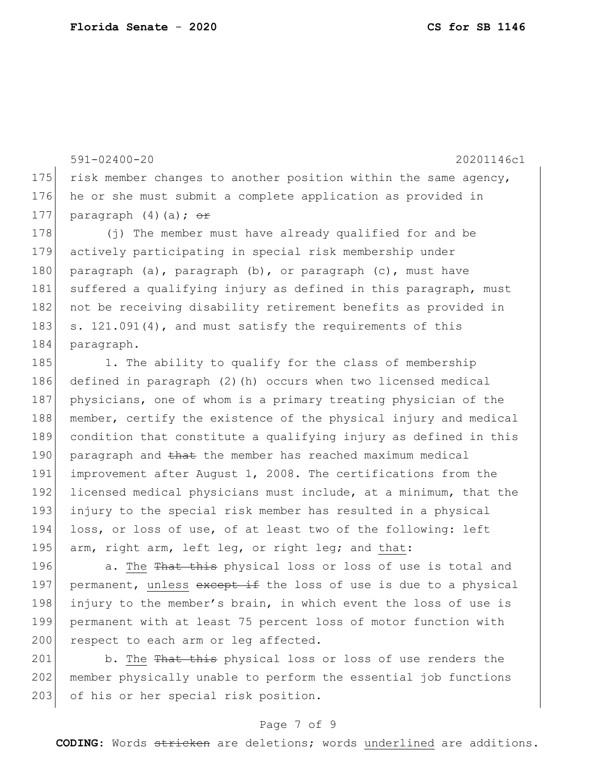risk member changes to another position within the same agency, he or she must submit a complete application as provided in paragraph (4)(a); ~~or~~

(j) The member must have already qualified for and be actively participating in special risk membership under paragraph (a), paragraph (b), or paragraph (c), must have suffered a qualifying injury as defined in this paragraph, must not be receiving disability retirement benefits as provided in s. 121.091(4), and must satisfy the requirements of this paragraph.

1. The ability to qualify for the class of membership defined in paragraph (2)(h) occurs when two licensed medical physicians, one of whom is a primary treating physician of the member, certify the existence of the physical injury and medical condition that constitute a qualifying injury as defined in this paragraph and ~~that~~ the member has reached maximum medical improvement after August 1, 2008. The certifications from the licensed medical physicians must include, at a minimum, that the injury to the special risk member has resulted in a physical loss, or loss of use, of at least two of the following: left arm, right arm, left leg, or right leg; and <u>that</u>:

a. <u>The</u> ~~That this~~ physical loss or loss of use is total and permanent, <u>unless</u> ~~except if~~ the loss of use is due to a physical injury to the member's brain, in which event the loss of use is permanent with at least 75 percent loss of motor function with respect to each arm or leg affected.

b. <u>The</u> ~~That this~~ physical loss or loss of use renders the member physically unable to perform the essential job functions of his or her special risk position.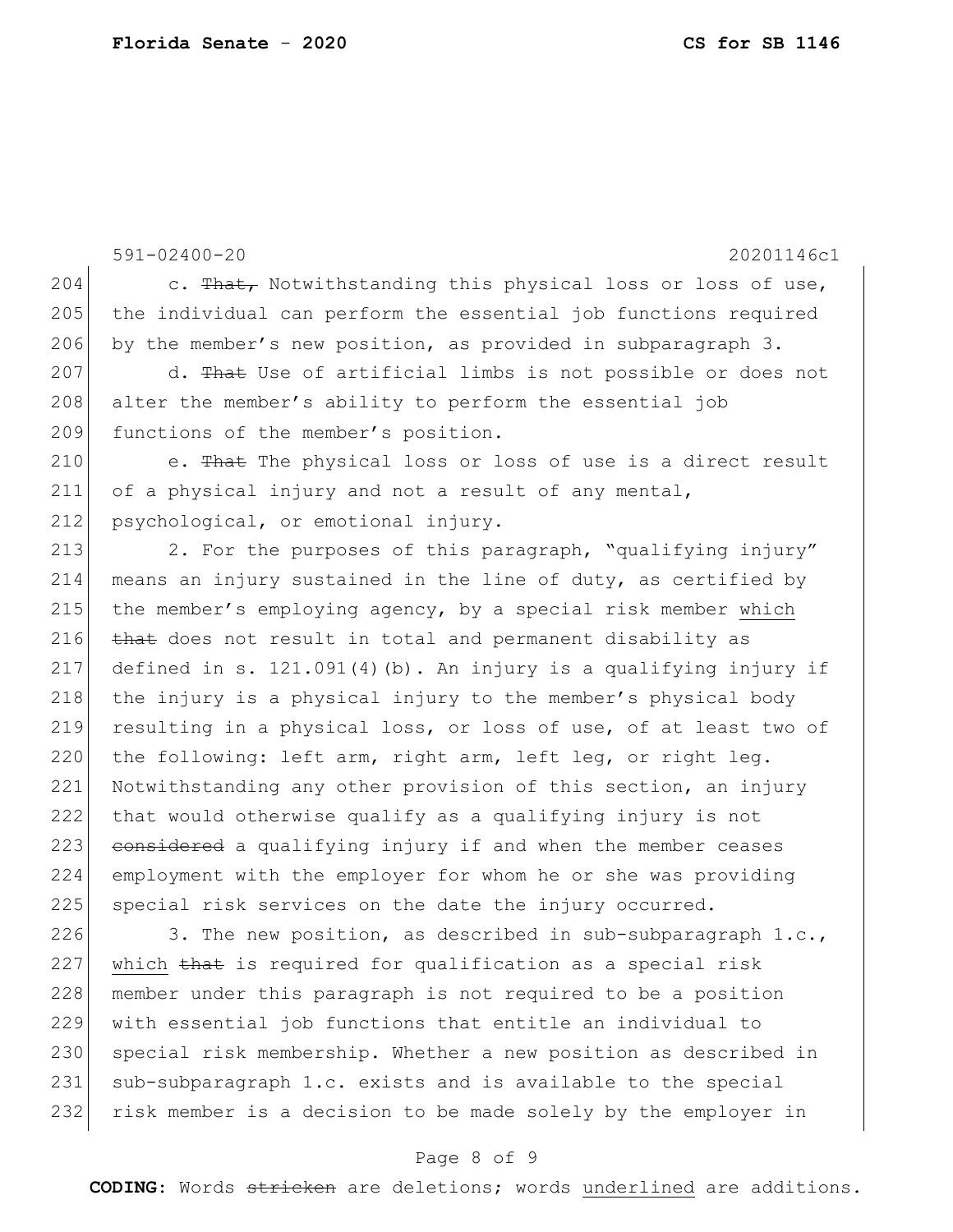c. ~~That,~~ Notwithstanding this physical loss or loss of use, the individual can perform the essential job functions required by the member's new position, as provided in subparagraph 3.

d. ~~That~~ Use of artificial limbs is not possible or does not alter the member's ability to perform the essential job functions of the member's position.

e. ~~That~~ The physical loss or loss of use is a direct result of a physical injury and not a result of any mental, psychological, or emotional injury.

2. For the purposes of this paragraph, "qualifying injury" means an injury sustained in the line of duty, as certified by the member's employing agency, by a special risk member <u>which</u> ~~that~~ does not result in total and permanent disability as defined in s. 121.091(4)(b). An injury is a qualifying injury if the injury is a physical injury to the member's physical body resulting in a physical loss, or loss of use, of at least two of the following: left arm, right arm, left leg, or right leg. Notwithstanding any other provision of this section, an injury that would otherwise qualify as a qualifying injury is not ~~considered~~ a qualifying injury if and when the member ceases employment with the employer for whom he or she was providing special risk services on the date the injury occurred.

3. The new position, as described in sub-subparagraph 1.c., <u>which</u> ~~that~~ is required for qualification as a special risk member under this paragraph is not required to be a position with essential job functions that entitle an individual to special risk membership. Whether a new position as described in sub-subparagraph 1.c. exists and is available to the special risk member is a decision to be made solely by the employer in

**CODING:** Words ~~stricken~~ are deletions; words <u>underlined</u> are additions.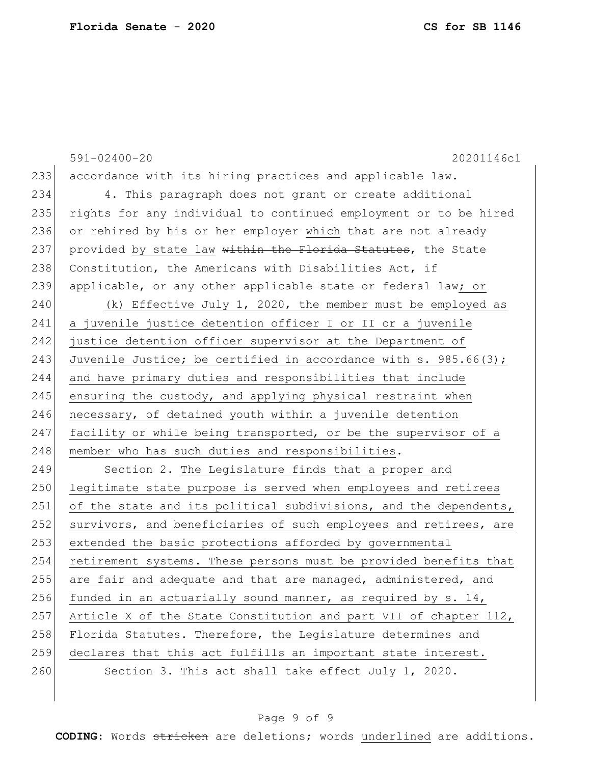591-02400-20 20201146c1

accordance with its hiring practices and applicable law.

4. This paragraph does not grant or create additional rights for any individual to continued employment or to be hired or rehired by his or her employer <u>which</u> ~~that~~ are not already provided <u>by state law</u> ~~within the Florida Statutes~~, the State Constitution, the Americans with Disabilities Act, if applicable, or any other ~~applicable state or~~ federal law<u>; or</u>

<u>(k) Effective July 1, 2020, the member must be employed as a juvenile justice detention officer I or II or a juvenile justice detention officer supervisor at the Department of Juvenile Justice; be certified in accordance with s. 985.66(3); and have primary duties and responsibilities that include ensuring the custody, and applying physical restraint when necessary, of detained youth within a juvenile detention facility or while being transported, or be the supervisor of a member who has such duties and responsibilities</u>.

Section 2. <u>The Legislature finds that a proper and legitimate state purpose is served when employees and retirees of the state and its political subdivisions, and the dependents, survivors, and beneficiaries of such employees and retirees, are extended the basic protections afforded by governmental retirement systems. These persons must be provided benefits that are fair and adequate and that are managed, administered, and funded in an actuarially sound manner, as required by s. 14, Article X of the State Constitution and part VII of chapter 112, Florida Statutes. Therefore, the Legislature determines and declares that this act fulfills an important state interest.</u>

Section 3. This act shall take effect July 1, 2020.

**CODING:** Words ~~stricken~~ are deletions; words <u>underlined</u> are additions.